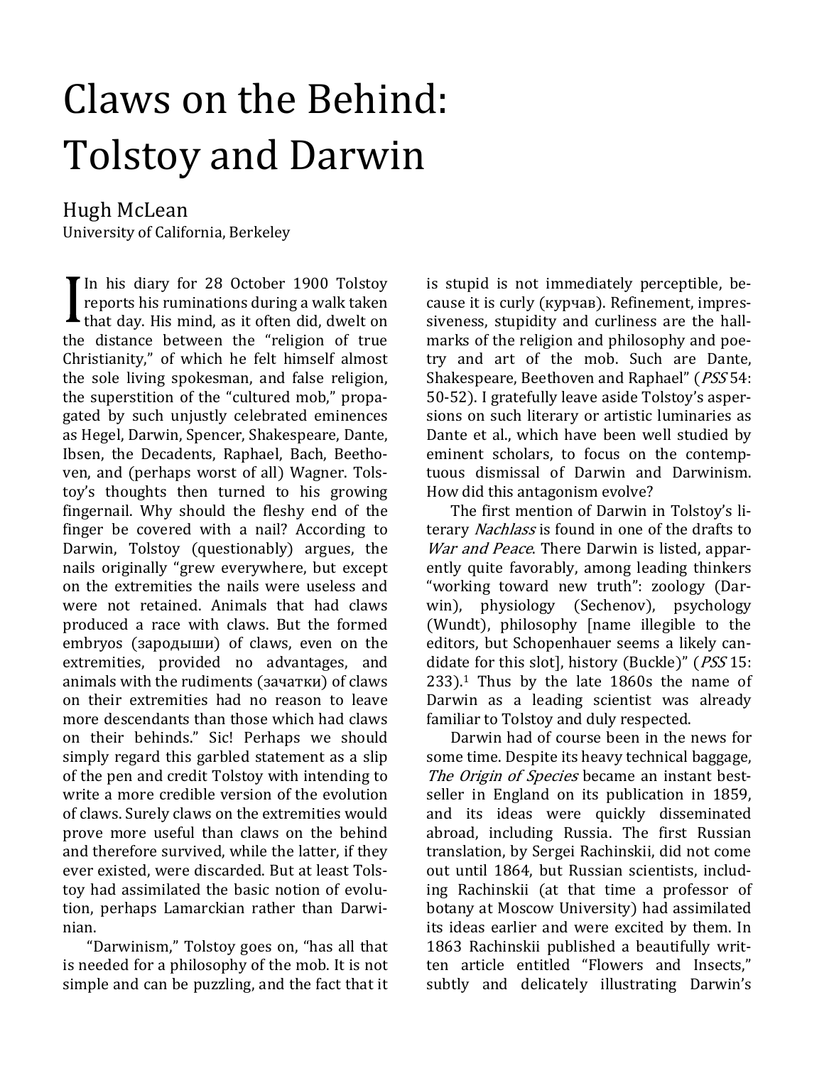# Claws on the Behind: Tolstoy and Darwin

Hugh McLean
University of California, Berkeley

In his diary for 28 October 1900 Tolstoy reports his ruminations during a walk taken that day. His mind, as it often did, dwelt on the distance between the "religion of true Christianity," of which he felt himself almost the sole living spokesman, and false religion, the superstition of the "cultured mob," propagated by such unjustly celebrated eminences as Hegel, Darwin, Spencer, Shakespeare, Dante, Ibsen, the Decadents, Raphael, Bach, Beethoven, and (perhaps worst of all) Wagner. Tolstoy's thoughts then turned to his growing fingernail. Why should the fleshy end of the finger be covered with a nail? According to Darwin, Tolstoy (questionably) argues, the nails originally "grew everywhere, but except on the extremities the nails were useless and were not retained. Animals that had claws produced a race with claws. But the formed embryos (зародыши) of claws, even on the extremities, provided no advantages, and animals with the rudiments (зачатки) of claws on their extremities had no reason to leave more descendants than those which had claws on their behinds." Sic! Perhaps we should simply regard this garbled statement as a slip of the pen and credit Tolstoy with intending to write a more credible version of the evolution of claws. Surely claws on the extremities would prove more useful than claws on the behind and therefore survived, while the latter, if they ever existed, were discarded. But at least Tolstoy had assimilated the basic notion of evolution, perhaps Lamarckian rather than Darwinian.

"Darwinism," Tolstoy goes on, "has all that is needed for a philosophy of the mob. It is not simple and can be puzzling, and the fact that it is stupid is not immediately perceptible, because it is curly (курчав). Refinement, impressiveness, stupidity and curliness are the hallmarks of the religion and philosophy and poetry and art of the mob. Such are Dante, Shakespeare, Beethoven and Raphael" (*PSS* 54: 50-52). I gratefully leave aside Tolstoy's aspersions on such literary or artistic luminaries as Dante et al., which have been well studied by eminent scholars, to focus on the contemptuous dismissal of Darwin and Darwinism. How did this antagonism evolve?

The first mention of Darwin in Tolstoy's literary *Nachlass* is found in one of the drafts to *War and Peace*. There Darwin is listed, apparently quite favorably, among leading thinkers "working toward new truth": zoology (Darwin), physiology (Sechenov), psychology (Wundt), philosophy [name illegible to the editors, but Schopenhauer seems a likely candidate for this slot], history (Buckle)" (*PSS* 15: 233).[1] Thus by the late 1860s the name of Darwin as a leading scientist was already familiar to Tolstoy and duly respected.

Darwin had of course been in the news for some time. Despite its heavy technical baggage, *The Origin of Species* became an instant bestseller in England on its publication in 1859, and its ideas were quickly disseminated abroad, including Russia. The first Russian translation, by Sergei Rachinskii, did not come out until 1864, but Russian scientists, including Rachinskii (at that time a professor of botany at Moscow University) had assimilated its ideas earlier and were excited by them. In 1863 Rachinskii published a beautifully written article entitled "Flowers and Insects," subtly and delicately illustrating Darwin's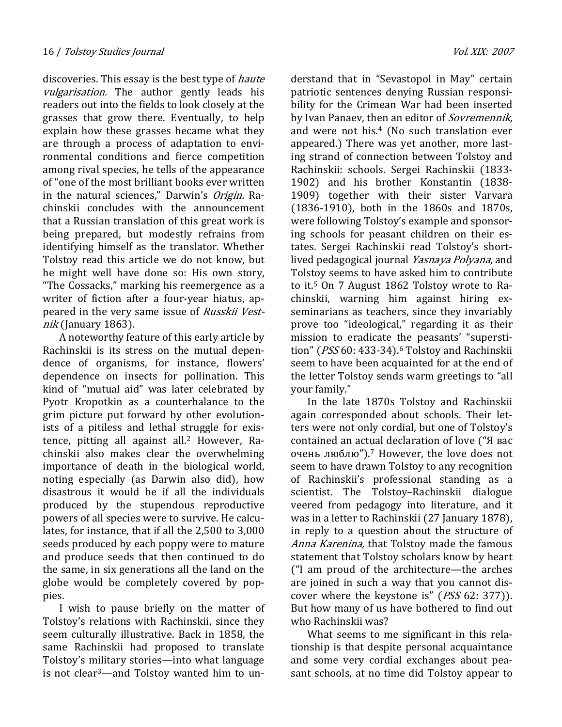discoveries. This essay is the best type of *haute vulgarisation.* The author gently leads his readers out into the fields to look closely at the grasses that grow there. Eventually, to help explain how these grasses became what they are through a process of adaptation to environmental conditions and fierce competition among rival species, he tells of the appearance of "one of the most brilliant books ever written in the natural sciences," Darwin's *Origin.* Rachinskii concludes with the announcement that a Russian translation of this great work is being prepared, but modestly refrains from identifying himself as the translator. Whether Tolstoy read this article we do not know, but he might well have done so: His own story, "The Cossacks," marking his reemergence as a writer of fiction after a four-year hiatus, appeared in the very same issue of *Russkii Vestnik* (January 1863).

A noteworthy feature of this early article by Rachinskii is its stress on the mutual dependence of organisms, for instance, flowers' dependence on insects for pollination. This kind of "mutual aid" was later celebrated by Pyotr Kropotkin as a counterbalance to the grim picture put forward by other evolutionists of a pitiless and lethal struggle for existence, pitting all against all.[2] However, Rachinskii also makes clear the overwhelming importance of death in the biological world, noting especially (as Darwin also did), how disastrous it would be if all the individuals produced by the stupendous reproductive powers of all species were to survive. He calculates, for instance, that if all the 2,500 to 3,000 seeds produced by each poppy were to mature and produce seeds that then continued to do the same, in six generations all the land on the globe would be completely covered by poppies.

I wish to pause briefly on the matter of Tolstoy's relations with Rachinskii, since they seem culturally illustrative. Back in 1858, the same Rachinskii had proposed to translate Tolstoy's military stories—into what language is not clear[3]—and Tolstoy wanted him to understand that in "Sevastopol in May" certain patriotic sentences denying Russian responsibility for the Crimean War had been inserted by Ivan Panaev, then an editor of *Sovremennik*, and were not his.[4] (No such translation ever appeared.) There was yet another, more lasting strand of connection between Tolstoy and Rachinskii: schools. Sergei Rachinskii (1833-1902) and his brother Konstantin (1838-1909) together with their sister Varvara (1836-1910), both in the 1860s and 1870s, were following Tolstoy's example and sponsoring schools for peasant children on their estates. Sergei Rachinskii read Tolstoy's short-lived pedagogical journal *Yasnaya Polyana*, and Tolstoy seems to have asked him to contribute to it.[5] On 7 August 1862 Tolstoy wrote to Rachinskii, warning him against hiring ex-seminarians as teachers, since they invariably prove too "ideological," regarding it as their mission to eradicate the peasants' "superstition" (*PSS* 60: 433-34).[6] Tolstoy and Rachinskii seem to have been acquainted for at the end of the letter Tolstoy sends warm greetings to "all your family."

In the late 1870s Tolstoy and Rachinskii again corresponded about schools. Their letters were not only cordial, but one of Tolstoy's contained an actual declaration of love ("Я вас очень люблю").[7] However, the love does not seem to have drawn Tolstoy to any recognition of Rachinskii's professional standing as a scientist. The Tolstoy–Rachinskii dialogue veered from pedagogy into literature, and it was in a letter to Rachinskii (27 January 1878), in reply to a question about the structure of *Anna Karenina,* that Tolstoy made the famous statement that Tolstoy scholars know by heart ("I am proud of the architecture—the arches are joined in such a way that you cannot discover where the keystone is" (*PSS* 62: 377)). But how many of us have bothered to find out who Rachinskii was?

What seems to me significant in this relationship is that despite personal acquaintance and some very cordial exchanges about peasant schools, at no time did Tolstoy appear to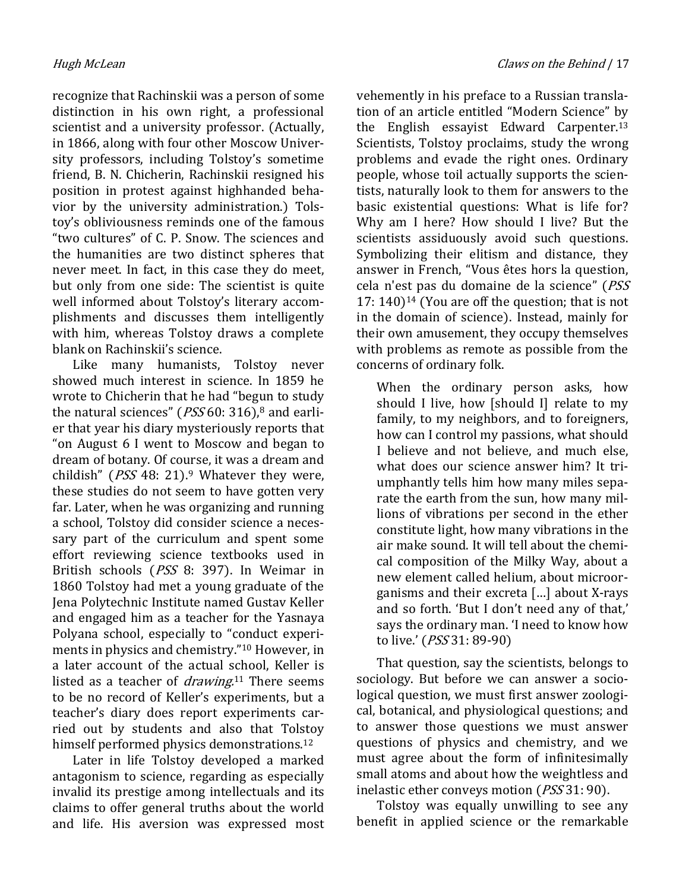recognize that Rachinskii was a person of some distinction in his own right, a professional scientist and a university professor. (Actually, in 1866, along with four other Moscow University professors, including Tolstoy's sometime friend, B. N. Chicherin, Rachinskii resigned his position in protest against highhanded behavior by the university administration.) Tolstoy's obliviousness reminds one of the famous "two cultures" of C. P. Snow. The sciences and the humanities are two distinct spheres that never meet. In fact, in this case they do meet, but only from one side: The scientist is quite well informed about Tolstoy's literary accomplishments and discusses them intelligently with him, whereas Tolstoy draws a complete blank on Rachinskii's science.

Like many humanists, Tolstoy never showed much interest in science. In 1859 he wrote to Chicherin that he had "begun to study the natural sciences" (*PSS* 60: 316),[8] and earlier that year his diary mysteriously reports that "on August 6 I went to Moscow and began to dream of botany. Of course, it was a dream and childish" (*PSS* 48: 21).[9] Whatever they were, these studies do not seem to have gotten very far. Later, when he was organizing and running a school, Tolstoy did consider science a necessary part of the curriculum and spent some effort reviewing science textbooks used in British schools (*PSS* 8: 397). In Weimar in 1860 Tolstoy had met a young graduate of the Jena Polytechnic Institute named Gustav Keller and engaged him as a teacher for the Yasnaya Polyana school, especially to "conduct experiments in physics and chemistry."[10] However, in a later account of the actual school, Keller is listed as a teacher of *drawing*.[11] There seems to be no record of Keller's experiments, but a teacher's diary does report experiments carried out by students and also that Tolstoy himself performed physics demonstrations.[12]

Later in life Tolstoy developed a marked antagonism to science, regarding as especially invalid its prestige among intellectuals and its claims to offer general truths about the world and life. His aversion was expressed most vehemently in his preface to a Russian translation of an article entitled "Modern Science" by the English essayist Edward Carpenter.[13] Scientists, Tolstoy proclaims, study the wrong problems and evade the right ones. Ordinary people, whose toil actually supports the scientists, naturally look to them for answers to the basic existential questions: What is life for? Why am I here? How should I live? But the scientists assiduously avoid such questions. Symbolizing their elitism and distance, they answer in French, "Vous êtes hors la question, cela n'est pas du domaine de la science" (*PSS* 17: 140)[14] (You are off the question; that is not in the domain of science). Instead, mainly for their own amusement, they occupy themselves with problems as remote as possible from the concerns of ordinary folk.

> When the ordinary person asks, how should I live, how [should I] relate to my family, to my neighbors, and to foreigners, how can I control my passions, what should I believe and not believe, and much else, what does our science answer him? It triumphantly tells him how many miles separate the earth from the sun, how many millions of vibrations per second in the ether constitute light, how many vibrations in the air make sound. It will tell about the chemical composition of the Milky Way, about a new element called helium, about microorganisms and their excreta [...] about X-rays and so forth. 'But I don't need any of that,' says the ordinary man. 'I need to know how to live.' (*PSS* 31: 89-90)

That question, say the scientists, belongs to sociology. But before we can answer a sociological question, we must first answer zoological, botanical, and physiological questions; and to answer those questions we must answer questions of physics and chemistry, and we must agree about the form of infinitesimally small atoms and about how the weightless and inelastic ether conveys motion (*PSS* 31: 90).

Tolstoy was equally unwilling to see any benefit in applied science or the remarkable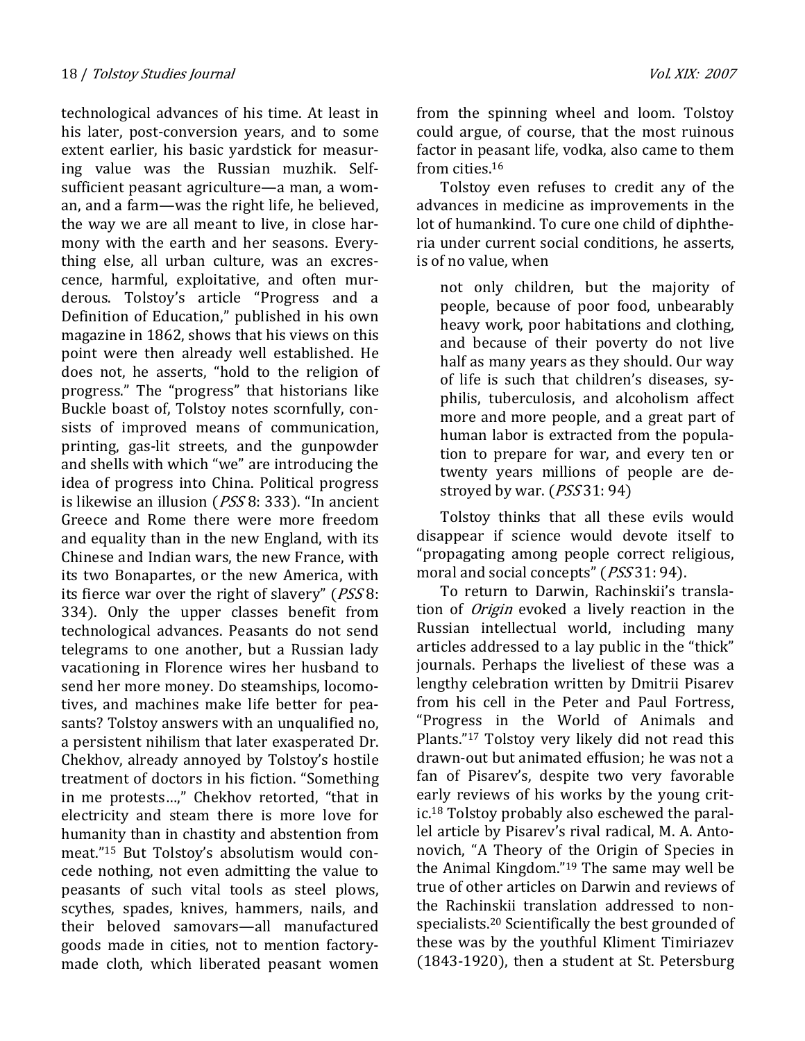technological advances of his time. At least in his later, post-conversion years, and to some extent earlier, his basic yardstick for measuring value was the Russian muzhik. Self-sufficient peasant agriculture—a man, a woman, and a farm—was the right life, he believed, the way we are all meant to live, in close harmony with the earth and her seasons. Everything else, all urban culture, was an excrescence, harmful, exploitative, and often murderous. Tolstoy's article "Progress and a Definition of Education," published in his own magazine in 1862, shows that his views on this point were then already well established. He does not, he asserts, "hold to the religion of progress." The "progress" that historians like Buckle boast of, Tolstoy notes scornfully, consists of improved means of communication, printing, gas-lit streets, and the gunpowder and shells with which "we" are introducing the idea of progress into China. Political progress is likewise an illusion (*PSS* 8: 333). "In ancient Greece and Rome there were more freedom and equality than in the new England, with its Chinese and Indian wars, the new France, with its two Bonapartes, or the new America, with its fierce war over the right of slavery" (*PSS* 8: 334). Only the upper classes benefit from technological advances. Peasants do not send telegrams to one another, but a Russian lady vacationing in Florence wires her husband to send her more money. Do steamships, locomotives, and machines make life better for peasants? Tolstoy answers with an unqualified no, a persistent nihilism that later exasperated Dr. Chekhov, already annoyed by Tolstoy's hostile treatment of doctors in his fiction. "Something in me protests…," Chekhov retorted, "that in electricity and steam there is more love for humanity than in chastity and abstention from meat."[15] But Tolstoy's absolutism would concede nothing, not even admitting the value to peasants of such vital tools as steel plows, scythes, spades, knives, hammers, nails, and their beloved samovars—all manufactured goods made in cities, not to mention factory-made cloth, which liberated peasant women from the spinning wheel and loom. Tolstoy could argue, of course, that the most ruinous factor in peasant life, vodka, also came to them from cities.[16]

Tolstoy even refuses to credit any of the advances in medicine as improvements in the lot of humankind. To cure one child of diphtheria under current social conditions, he asserts, is of no value, when

> not only children, but the majority of people, because of poor food, unbearably heavy work, poor habitations and clothing, and because of their poverty do not live half as many years as they should. Our way of life is such that children's diseases, syphilis, tuberculosis, and alcoholism affect more and more people, and a great part of human labor is extracted from the population to prepare for war, and every ten or twenty years millions of people are destroyed by war. (*PSS* 31: 94)

Tolstoy thinks that all these evils would disappear if science would devote itself to "propagating among people correct religious, moral and social concepts" (*PSS* 31: 94).

To return to Darwin, Rachinskii's translation of *Origin* evoked a lively reaction in the Russian intellectual world, including many articles addressed to a lay public in the "thick" journals. Perhaps the liveliest of these was a lengthy celebration written by Dmitrii Pisarev from his cell in the Peter and Paul Fortress, "Progress in the World of Animals and Plants."[17] Tolstoy very likely did not read this drawn-out but animated effusion; he was not a fan of Pisarev's, despite two very favorable early reviews of his works by the young critic.[18] Tolstoy probably also eschewed the parallel article by Pisarev's rival radical, M. A. Antonovich, "A Theory of the Origin of Species in the Animal Kingdom."[19] The same may well be true of other articles on Darwin and reviews of the Rachinskii translation addressed to non-specialists.[20] Scientifically the best grounded of these was by the youthful Kliment Timiriazev (1843-1920), then a student at St. Petersburg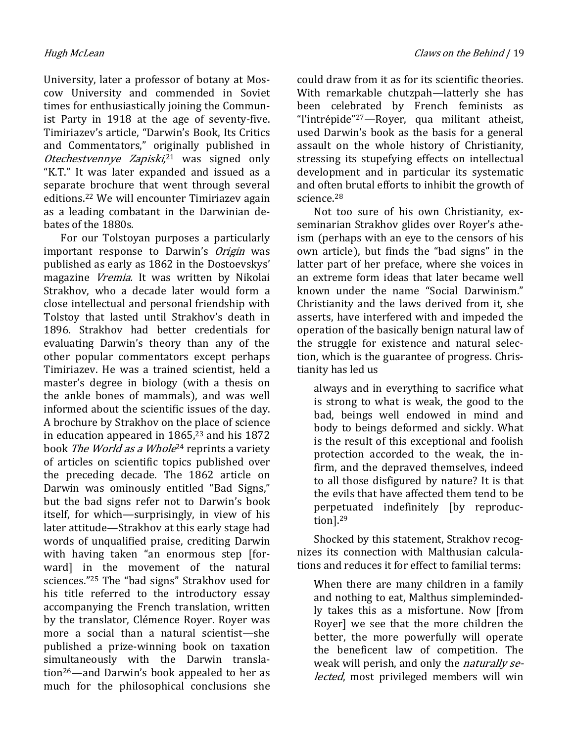University, later a professor of botany at Moscow University and commended in Soviet times for enthusiastically joining the Communist Party in 1918 at the age of seventy-five. Timiriazev's article, "Darwin's Book, Its Critics and Commentators," originally published in *Otechestvennye Zapiski,*[21] was signed only "K.T." It was later expanded and issued as a separate brochure that went through several editions.[22] We will encounter Timiriazev again as a leading combatant in the Darwinian debates of the 1880s.

For our Tolstoyan purposes a particularly important response to Darwin's *Origin* was published as early as 1862 in the Dostoevskys' magazine *Vremia.* It was written by Nikolai Strakhov, who a decade later would form a close intellectual and personal friendship with Tolstoy that lasted until Strakhov's death in 1896. Strakhov had better credentials for evaluating Darwin's theory than any of the other popular commentators except perhaps Timiriazev. He was a trained scientist, held a master's degree in biology (with a thesis on the ankle bones of mammals), and was well informed about the scientific issues of the day. A brochure by Strakhov on the place of science in education appeared in 1865,[23] and his 1872 book *The World as a Whole*[24] reprints a variety of articles on scientific topics published over the preceding decade. The 1862 article on Darwin was ominously entitled "Bad Signs," but the bad signs refer not to Darwin's book itself, for which—surprisingly, in view of his later attitude—Strakhov at this early stage had words of unqualified praise, crediting Darwin with having taken "an enormous step [forward] in the movement of the natural sciences."[25] The "bad signs" Strakhov used for his title referred to the introductory essay accompanying the French translation, written by the translator, Clémence Royer. Royer was more a social than a natural scientist—she published a prize-winning book on taxation simultaneously with the Darwin translation[26]—and Darwin's book appealed to her as much for the philosophical conclusions she could draw from it as for its scientific theories. With remarkable chutzpah—latterly she has been celebrated by French feminists as "l'intrépide"[27]—Royer, qua militant atheist, used Darwin's book as the basis for a general assault on the whole history of Christianity, stressing its stupefying effects on intellectual development and in particular its systematic and often brutal efforts to inhibit the growth of science.[28]

Not too sure of his own Christianity, ex-seminarian Strakhov glides over Royer's atheism (perhaps with an eye to the censors of his own article), but finds the "bad signs" in the latter part of her preface, where she voices in an extreme form ideas that later became well known under the name "Social Darwinism." Christianity and the laws derived from it, she asserts, have interfered with and impeded the operation of the basically benign natural law of the struggle for existence and natural selection, which is the guarantee of progress. Christianity has led us

> always and in everything to sacrifice what is strong to what is weak, the good to the bad, beings well endowed in mind and body to beings deformed and sickly. What is the result of this exceptional and foolish protection accorded to the weak, the infirm, and the depraved themselves, indeed to all those disfigured by nature? It is that the evils that have affected them tend to be perpetuated indefinitely [by reproduction].[29]

Shocked by this statement, Strakhov recognizes its connection with Malthusian calculations and reduces it for effect to familial terms:

> When there are many children in a family and nothing to eat, Malthus simplemindedly takes this as a misfortune. Now [from Royer] we see that the more children the better, the more powerfully will operate the beneficent law of competition. The weak will perish, and only the *naturally selected*, most privileged members will win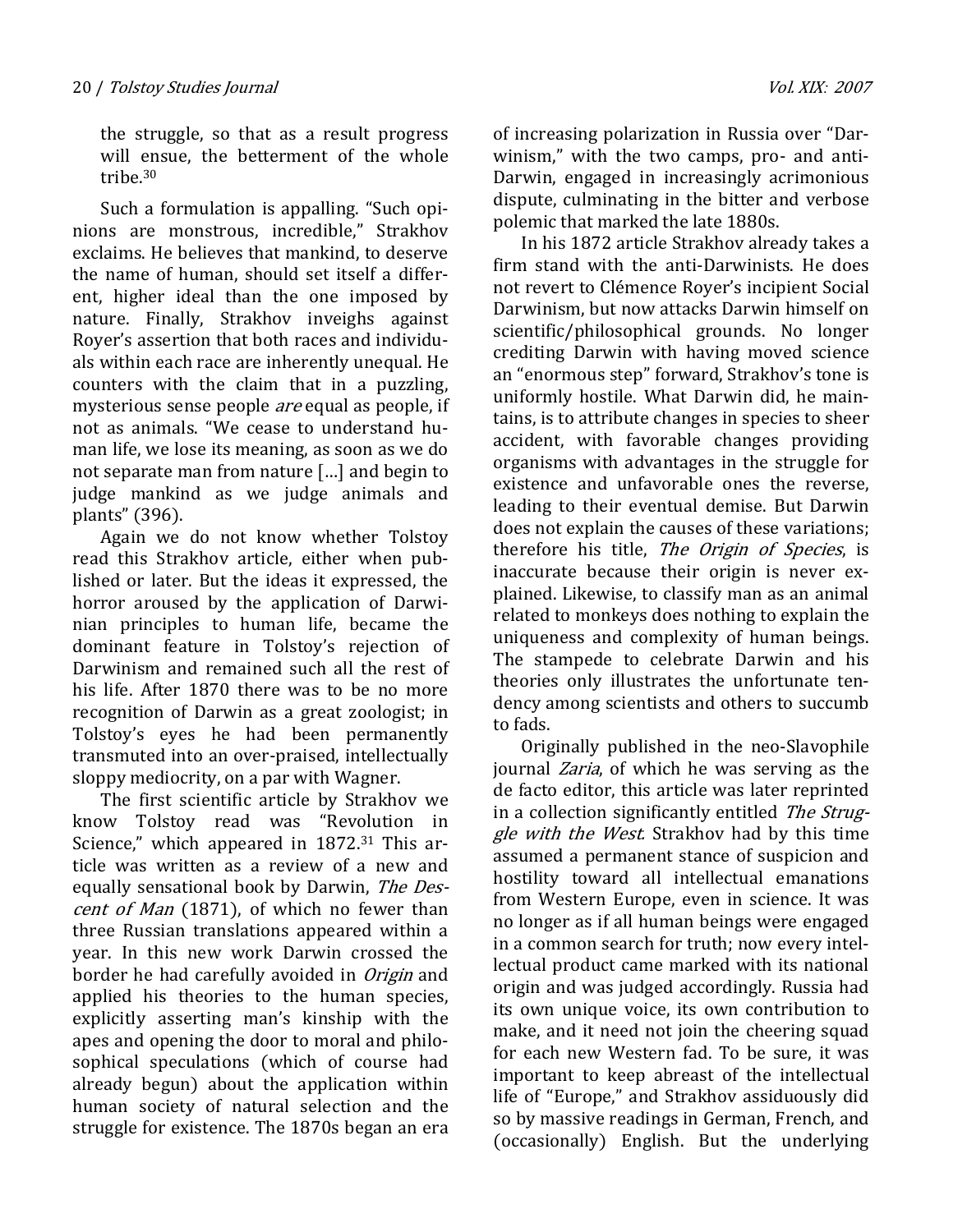the struggle, so that as a result progress will ensue, the betterment of the whole tribe.[30]

Such a formulation is appalling. "Such opinions are monstrous, incredible," Strakhov exclaims. He believes that mankind, to deserve the name of human, should set itself a different, higher ideal than the one imposed by nature. Finally, Strakhov inveighs against Royer's assertion that both races and individuals within each race are inherently unequal. He counters with the claim that in a puzzling, mysterious sense people *are* equal as people, if not as animals. "We cease to understand human life, we lose its meaning, as soon as we do not separate man from nature […] and begin to judge mankind as we judge animals and plants" (396).

Again we do not know whether Tolstoy read this Strakhov article, either when published or later. But the ideas it expressed, the horror aroused by the application of Darwinian principles to human life, became the dominant feature in Tolstoy's rejection of Darwinism and remained such all the rest of his life. After 1870 there was to be no more recognition of Darwin as a great zoologist; in Tolstoy's eyes he had been permanently transmuted into an over-praised, intellectually sloppy mediocrity, on a par with Wagner.

The first scientific article by Strakhov we know Tolstoy read was "Revolution in Science," which appeared in 1872.[31] This article was written as a review of a new and equally sensational book by Darwin, *The Descent of Man* (1871), of which no fewer than three Russian translations appeared within a year. In this new work Darwin crossed the border he had carefully avoided in *Origin* and applied his theories to the human species, explicitly asserting man's kinship with the apes and opening the door to moral and philosophical speculations (which of course had already begun) about the application within human society of natural selection and the struggle for existence. The 1870s began an era of increasing polarization in Russia over "Darwinism," with the two camps, pro- and anti-Darwin, engaged in increasingly acrimonious dispute, culminating in the bitter and verbose polemic that marked the late 1880s.

In his 1872 article Strakhov already takes a firm stand with the anti-Darwinists. He does not revert to Clémence Royer's incipient Social Darwinism, but now attacks Darwin himself on scientific/philosophical grounds. No longer crediting Darwin with having moved science an "enormous step" forward, Strakhov's tone is uniformly hostile. What Darwin did, he maintains, is to attribute changes in species to sheer accident, with favorable changes providing organisms with advantages in the struggle for existence and unfavorable ones the reverse, leading to their eventual demise. But Darwin does not explain the causes of these variations; therefore his title, *The Origin of Species*, is inaccurate because their origin is never explained. Likewise, to classify man as an animal related to monkeys does nothing to explain the uniqueness and complexity of human beings. The stampede to celebrate Darwin and his theories only illustrates the unfortunate tendency among scientists and others to succumb to fads.

Originally published in the neo-Slavophile journal *Zaria*, of which he was serving as the de facto editor, this article was later reprinted in a collection significantly entitled *The Struggle with the West*. Strakhov had by this time assumed a permanent stance of suspicion and hostility toward all intellectual emanations from Western Europe, even in science. It was no longer as if all human beings were engaged in a common search for truth; now every intellectual product came marked with its national origin and was judged accordingly. Russia had its own unique voice, its own contribution to make, and it need not join the cheering squad for each new Western fad. To be sure, it was important to keep abreast of the intellectual life of "Europe," and Strakhov assiduously did so by massive readings in German, French, and (occasionally) English. But the underlying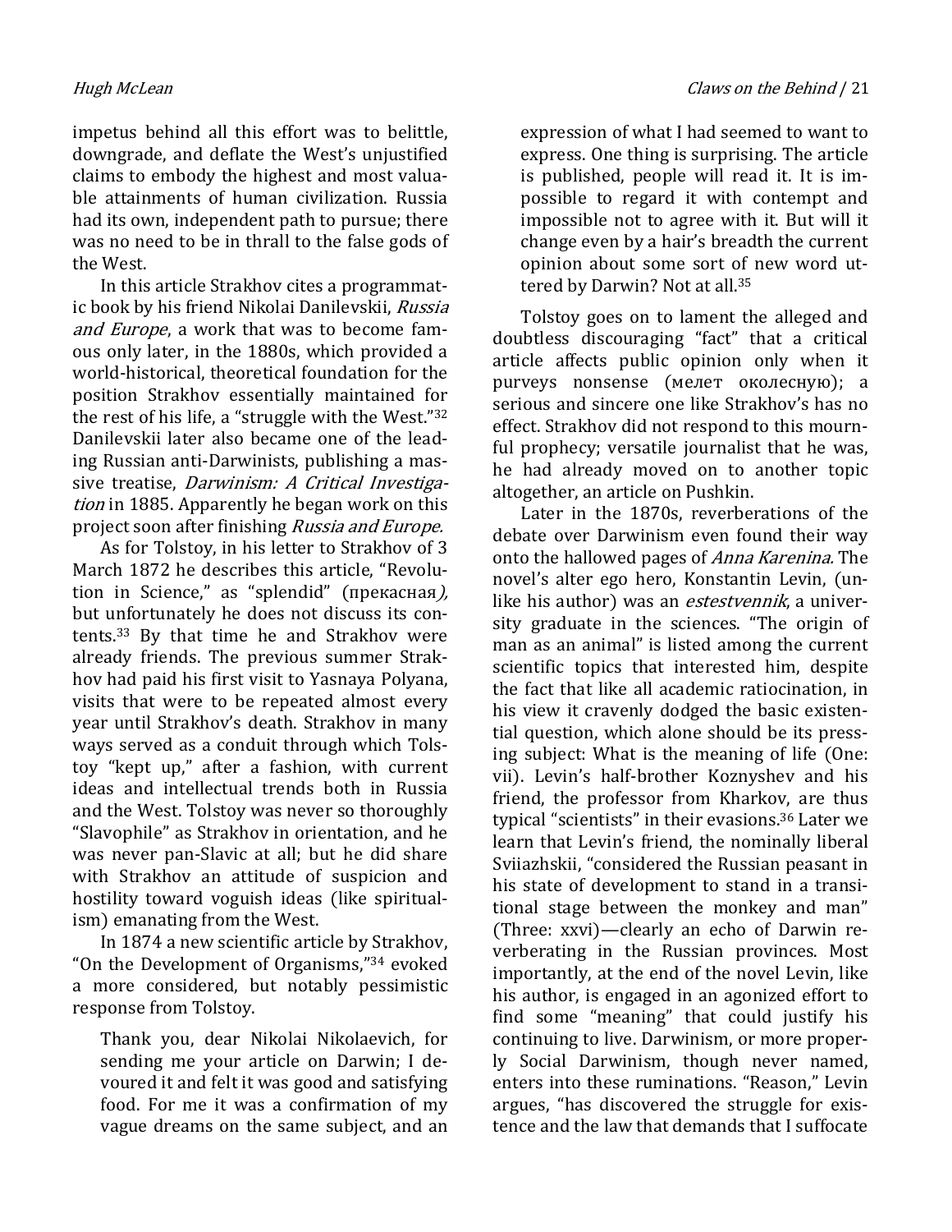impetus behind all this effort was to belittle, downgrade, and deflate the West's unjustified claims to embody the highest and most valuable attainments of human civilization. Russia had its own, independent path to pursue; there was no need to be in thrall to the false gods of the West.

In this article Strakhov cites a programmatic book by his friend Nikolai Danilevskii, *Russia and Europe*, a work that was to become famous only later, in the 1880s, which provided a world-historical, theoretical foundation for the position Strakhov essentially maintained for the rest of his life, a "struggle with the West."[32] Danilevskii later also became one of the leading Russian anti-Darwinists, publishing a massive treatise, *Darwinism: A Critical Investigation* in 1885. Apparently he began work on this project soon after finishing *Russia and Europe.*

As for Tolstoy, in his letter to Strakhov of 3 March 1872 he describes this article, "Revolution in Science," as "splendid" (прекасная*)*, but unfortunately he does not discuss its contents.[33] By that time he and Strakhov were already friends. The previous summer Strakhov had paid his first visit to Yasnaya Polyana, visits that were to be repeated almost every year until Strakhov's death. Strakhov in many ways served as a conduit through which Tolstoy "kept up," after a fashion, with current ideas and intellectual trends both in Russia and the West. Tolstoy was never so thoroughly "Slavophile" as Strakhov in orientation, and he was never pan-Slavic at all; but he did share with Strakhov an attitude of suspicion and hostility toward voguish ideas (like spiritualism) emanating from the West.

In 1874 a new scientific article by Strakhov, "On the Development of Organisms,"[34] evoked a more considered, but notably pessimistic response from Tolstoy.

> Thank you, dear Nikolai Nikolaevich, for sending me your article on Darwin; I devoured it and felt it was good and satisfying food. For me it was a confirmation of my vague dreams on the same subject, and an expression of what I had seemed to want to express. One thing is surprising. The article is published, people will read it. It is impossible to regard it with contempt and impossible not to agree with it. But will it change even by a hair's breadth the current opinion about some sort of new word uttered by Darwin? Not at all.[35]

Tolstoy goes on to lament the alleged and doubtless discouraging "fact" that a critical article affects public opinion only when it purveys nonsense (мелет околесную); a serious and sincere one like Strakhov's has no effect. Strakhov did not respond to this mournful prophecy; versatile journalist that he was, he had already moved on to another topic altogether, an article on Pushkin.

Later in the 1870s, reverberations of the debate over Darwinism even found their way onto the hallowed pages of *Anna Karenina.* The novel's alter ego hero, Konstantin Levin, (unlike his author) was an *estestvennik*, a university graduate in the sciences. "The origin of man as an animal" is listed among the current scientific topics that interested him, despite the fact that like all academic ratiocination, in his view it cravenly dodged the basic existential question, which alone should be its pressing subject: What is the meaning of life (One: vii). Levin's half-brother Koznyshev and his friend, the professor from Kharkov, are thus typical "scientists" in their evasions.[36] Later we learn that Levin's friend, the nominally liberal Sviiazhskii, "considered the Russian peasant in his state of development to stand in a transitional stage between the monkey and man" (Three: xxvi)—clearly an echo of Darwin reverberating in the Russian provinces. Most importantly, at the end of the novel Levin, like his author, is engaged in an agonized effort to find some "meaning" that could justify his continuing to live. Darwinism, or more properly Social Darwinism, though never named, enters into these ruminations. "Reason," Levin argues, "has discovered the struggle for existence and the law that demands that I suffocate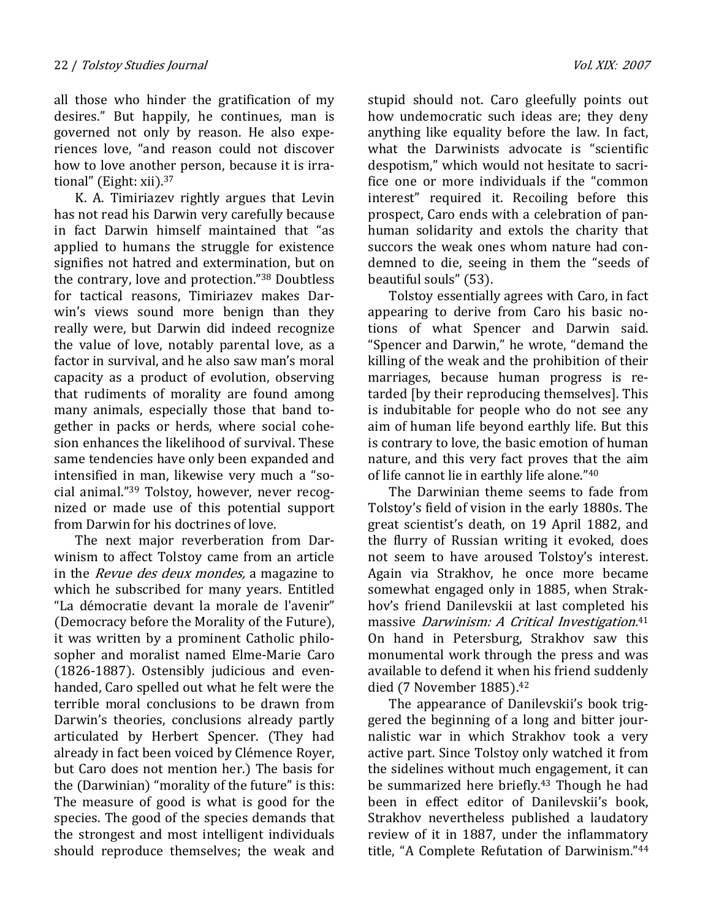all those who hinder the gratification of my desires." But happily, he continues, man is governed not only by reason. He also experiences love, "and reason could not discover how to love another person, because it is irrational" (Eight: xii).[37]

K. A. Timiriazev rightly argues that Levin has not read his Darwin very carefully because in fact Darwin himself maintained that "as applied to humans the struggle for existence signifies not hatred and extermination, but on the contrary, love and protection."[38] Doubtless for tactical reasons, Timiriazev makes Darwin's views sound more benign than they really were, but Darwin did indeed recognize the value of love, notably parental love, as a factor in survival, and he also saw man's moral capacity as a product of evolution, observing that rudiments of morality are found among many animals, especially those that band together in packs or herds, where social cohesion enhances the likelihood of survival. These same tendencies have only been expanded and intensified in man, likewise very much a "social animal."[39] Tolstoy, however, never recognized or made use of this potential support from Darwin for his doctrines of love.

The next major reverberation from Darwinism to affect Tolstoy came from an article in the *Revue des deux mondes,* a magazine to which he subscribed for many years. Entitled "La démocratie devant la morale de l'avenir" (Democracy before the Morality of the Future), it was written by a prominent Catholic philosopher and moralist named Elme-Marie Caro (1826-1887). Ostensibly judicious and even-handed, Caro spelled out what he felt were the terrible moral conclusions to be drawn from Darwin's theories, conclusions already partly articulated by Herbert Spencer. (They had already in fact been voiced by Clémence Royer, but Caro does not mention her.) The basis for the (Darwinian) "morality of the future" is this: The measure of good is what is good for the species. The good of the species demands that the strongest and most intelligent individuals should reproduce themselves; the weak and stupid should not. Caro gleefully points out how undemocratic such ideas are; they deny anything like equality before the law. In fact, what the Darwinists advocate is "scientific despotism," which would not hesitate to sacrifice one or more individuals if the "common interest" required it. Recoiling before this prospect, Caro ends with a celebration of pan-human solidarity and extols the charity that succors the weak ones whom nature had condemned to die, seeing in them the "seeds of beautiful souls" (53).

Tolstoy essentially agrees with Caro, in fact appearing to derive from Caro his basic notions of what Spencer and Darwin said. "Spencer and Darwin," he wrote, "demand the killing of the weak and the prohibition of their marriages, because human progress is retarded [by their reproducing themselves]. This is indubitable for people who do not see any aim of human life beyond earthly life. But this is contrary to love, the basic emotion of human nature, and this very fact proves that the aim of life cannot lie in earthly life alone."[40]

The Darwinian theme seems to fade from Tolstoy's field of vision in the early 1880s. The great scientist's death, on 19 April 1882, and the flurry of Russian writing it evoked, does not seem to have aroused Tolstoy's interest. Again via Strakhov, he once more became somewhat engaged only in 1885, when Strakhov's friend Danilevskii at last completed his massive *Darwinism: A Critical Investigation.*[41] On hand in Petersburg, Strakhov saw this monumental work through the press and was available to defend it when his friend suddenly died (7 November 1885).[42]

The appearance of Danilevskii's book triggered the beginning of a long and bitter journalistic war in which Strakhov took a very active part. Since Tolstoy only watched it from the sidelines without much engagement, it can be summarized here briefly.[43] Though he had been in effect editor of Danilevskii's book, Strakhov nevertheless published a laudatory review of it in 1887, under the inflammatory title, "A Complete Refutation of Darwinism."[44]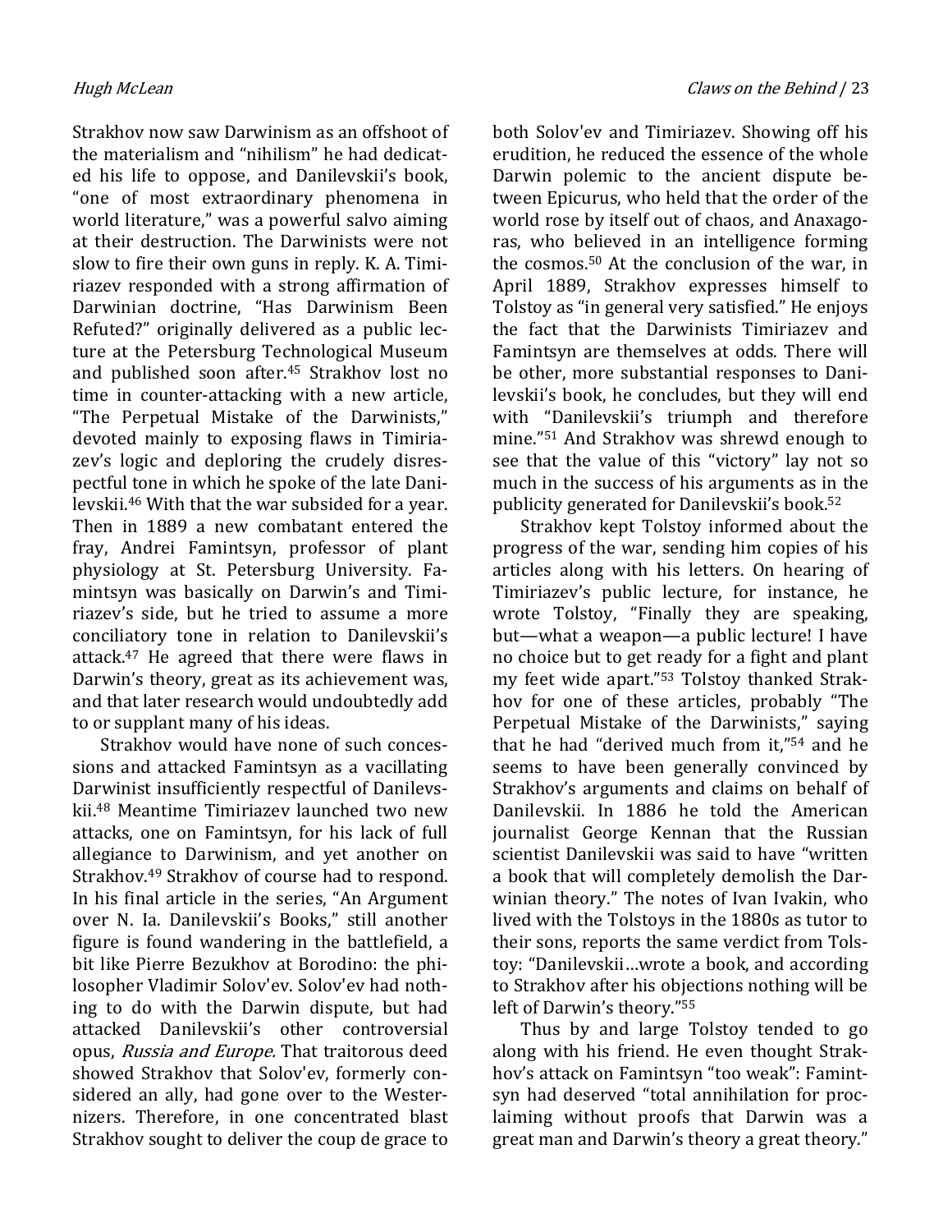Strakhov now saw Darwinism as an offshoot of the materialism and "nihilism" he had dedicated his life to oppose, and Danilevskii's book, "one of most extraordinary phenomena in world literature," was a powerful salvo aiming at their destruction. The Darwinists were not slow to fire their own guns in reply. K. A. Timiriazev responded with a strong affirmation of Darwinian doctrine, "Has Darwinism Been Refuted?" originally delivered as a public lecture at the Petersburg Technological Museum and published soon after.[45] Strakhov lost no time in counter-attacking with a new article, "The Perpetual Mistake of the Darwinists," devoted mainly to exposing flaws in Timiriazev's logic and deploring the crudely disrespectful tone in which he spoke of the late Danilevskii.[46] With that the war subsided for a year. Then in 1889 a new combatant entered the fray, Andrei Famintsyn, professor of plant physiology at St. Petersburg University. Famintsyn was basically on Darwin's and Timiriazev's side, but he tried to assume a more conciliatory tone in relation to Danilevskii's attack.[47] He agreed that there were flaws in Darwin's theory, great as its achievement was, and that later research would undoubtedly add to or supplant many of his ideas.

Strakhov would have none of such concessions and attacked Famintsyn as a vacillating Darwinist insufficiently respectful of Danilevskii.[48] Meantime Timiriazev launched two new attacks, one on Famintsyn, for his lack of full allegiance to Darwinism, and yet another on Strakhov.[49] Strakhov of course had to respond. In his final article in the series, "An Argument over N. Ia. Danilevskii's Books," still another figure is found wandering in the battlefield, a bit like Pierre Bezukhov at Borodino: the philosopher Vladimir Solov'ev. Solov'ev had nothing to do with the Darwin dispute, but had attacked Danilevskii's other controversial opus, *Russia and Europe.* That traitorous deed showed Strakhov that Solov'ev, formerly considered an ally, had gone over to the Westernizers. Therefore, in one concentrated blast Strakhov sought to deliver the coup de grace to both Solov'ev and Timiriazev. Showing off his erudition, he reduced the essence of the whole Darwin polemic to the ancient dispute between Epicurus, who held that the order of the world rose by itself out of chaos, and Anaxagoras, who believed in an intelligence forming the cosmos.[50] At the conclusion of the war, in April 1889, Strakhov expresses himself to Tolstoy as "in general very satisfied." He enjoys the fact that the Darwinists Timiriazev and Famintsyn are themselves at odds. There will be other, more substantial responses to Danilevskii's book, he concludes, but they will end with "Danilevskii's triumph and therefore mine."[51] And Strakhov was shrewd enough to see that the value of this "victory" lay not so much in the success of his arguments as in the publicity generated for Danilevskii's book.[52]

Strakhov kept Tolstoy informed about the progress of the war, sending him copies of his articles along with his letters. On hearing of Timiriazev's public lecture, for instance, he wrote Tolstoy, "Finally they are speaking, but—what a weapon—a public lecture! I have no choice but to get ready for a fight and plant my feet wide apart."[53] Tolstoy thanked Strakhov for one of these articles, probably "The Perpetual Mistake of the Darwinists," saying that he had "derived much from it,"[54] and he seems to have been generally convinced by Strakhov's arguments and claims on behalf of Danilevskii. In 1886 he told the American journalist George Kennan that the Russian scientist Danilevskii was said to have "written a book that will completely demolish the Darwinian theory." The notes of Ivan Ivakin, who lived with the Tolstoys in the 1880s as tutor to their sons, reports the same verdict from Tolstoy: "Danilevskii…wrote a book, and according to Strakhov after his objections nothing will be left of Darwin's theory."[55]

Thus by and large Tolstoy tended to go along with his friend. He even thought Strakhov's attack on Famintsyn "too weak": Famintsyn had deserved "total annihilation for proclaiming without proofs that Darwin was a great man and Darwin's theory a great theory."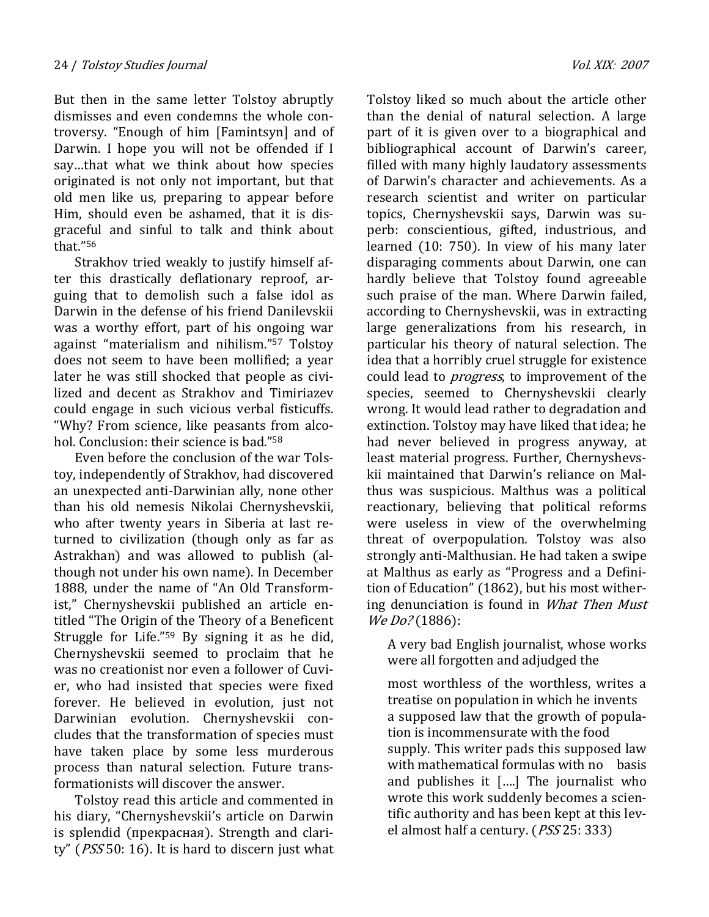But then in the same letter Tolstoy abruptly dismisses and even condemns the whole controversy. "Enough of him [Famintsyn] and of Darwin. I hope you will not be offended if I say…that what we think about how species originated is not only not important, but that old men like us, preparing to appear before Him, should even be ashamed, that it is disgraceful and sinful to talk and think about that."[56]

Strakhov tried weakly to justify himself after this drastically deflationary reproof, arguing that to demolish such a false idol as Darwin in the defense of his friend Danilevskii was a worthy effort, part of his ongoing war against "materialism and nihilism."[57] Tolstoy does not seem to have been mollified; a year later he was still shocked that people as civilized and decent as Strakhov and Timiriazev could engage in such vicious verbal fisticuffs. "Why? From science, like peasants from alcohol. Conclusion: their science is bad."[58]

Even before the conclusion of the war Tolstoy, independently of Strakhov, had discovered an unexpected anti-Darwinian ally, none other than his old nemesis Nikolai Chernyshevskii, who after twenty years in Siberia at last returned to civilization (though only as far as Astrakhan) and was allowed to publish (although not under his own name). In December 1888, under the name of "An Old Transformist," Chernyshevskii published an article entitled "The Origin of the Theory of a Beneficent Struggle for Life."[59] By signing it as he did, Chernyshevskii seemed to proclaim that he was no creationist nor even a follower of Cuvier, who had insisted that species were fixed forever. He believed in evolution, just not Darwinian evolution. Chernyshevskii concludes that the transformation of species must have taken place by some less murderous process than natural selection. Future transformationists will discover the answer.

Tolstoy read this article and commented in his diary, "Chernyshevskii's article on Darwin is splendid (прекрасная). Strength and clarity" (*PSS* 50: 16). It is hard to discern just what Tolstoy liked so much about the article other than the denial of natural selection. A large part of it is given over to a biographical and bibliographical account of Darwin's career, filled with many highly laudatory assessments of Darwin's character and achievements. As a research scientist and writer on particular topics, Chernyshevskii says, Darwin was superb: conscientious, gifted, industrious, and learned (10: 750). In view of his many later disparaging comments about Darwin, one can hardly believe that Tolstoy found agreeable such praise of the man. Where Darwin failed, according to Chernyshevskii, was in extracting large generalizations from his research, in particular his theory of natural selection. The idea that a horribly cruel struggle for existence could lead to *progress*, to improvement of the species, seemed to Chernyshevskii clearly wrong. It would lead rather to degradation and extinction. Tolstoy may have liked that idea; he had never believed in progress anyway, at least material progress. Further, Chernyshevskii maintained that Darwin's reliance on Malthus was suspicious. Malthus was a political reactionary, believing that political reforms were useless in view of the overwhelming threat of overpopulation. Tolstoy was also strongly anti-Malthusian. He had taken a swipe at Malthus as early as "Progress and a Definition of Education" (1862), but his most withering denunciation is found in *What Then Must We Do?* (1886):

> A very bad English journalist, whose works were all forgotten and adjudged the most worthless of the worthless, writes a treatise on population in which he invents a supposed law that the growth of population is incommensurate with the food supply. This writer pads this supposed law with mathematical formulas with no basis and publishes it [….] The journalist who wrote this work suddenly becomes a scientific authority and has been kept at this level almost half a century. (*PSS* 25: 333)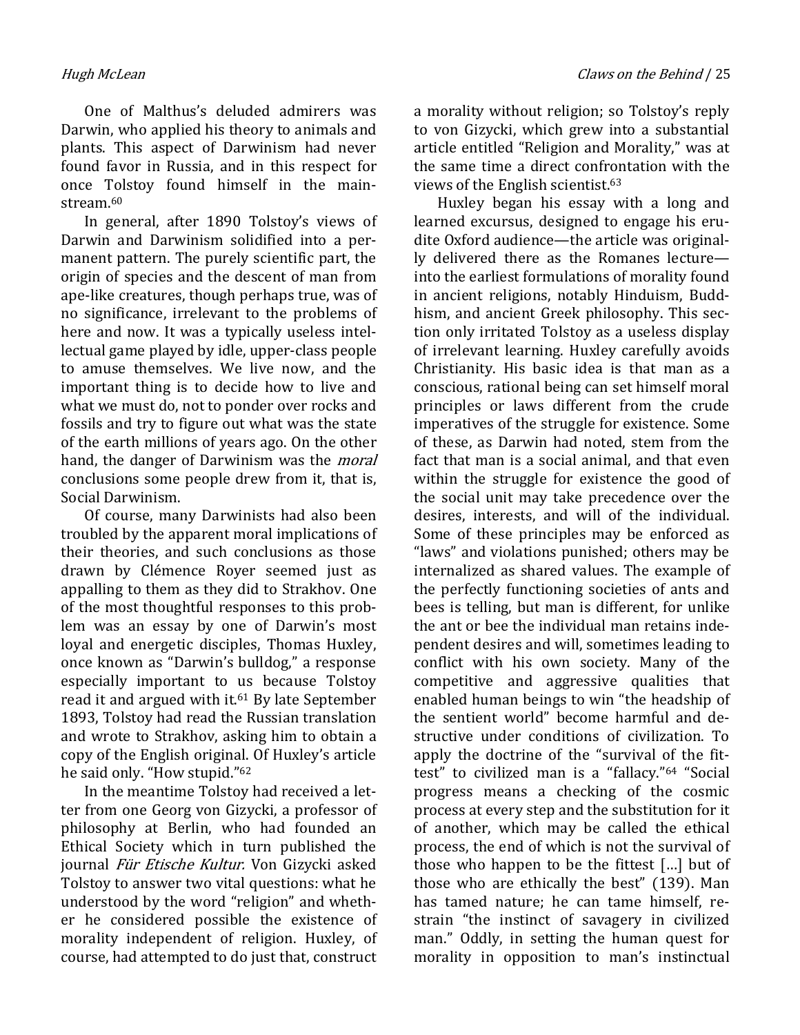One of Malthus's deluded admirers was Darwin, who applied his theory to animals and plants. This aspect of Darwinism had never found favor in Russia, and in this respect for once Tolstoy found himself in the mainstream.[60]

In general, after 1890 Tolstoy's views of Darwin and Darwinism solidified into a permanent pattern. The purely scientific part, the origin of species and the descent of man from ape-like creatures, though perhaps true, was of no significance, irrelevant to the problems of here and now. It was a typically useless intellectual game played by idle, upper-class people to amuse themselves. We live now, and the important thing is to decide how to live and what we must do, not to ponder over rocks and fossils and try to figure out what was the state of the earth millions of years ago. On the other hand, the danger of Darwinism was the *moral* conclusions some people drew from it, that is, Social Darwinism.

Of course, many Darwinists had also been troubled by the apparent moral implications of their theories, and such conclusions as those drawn by Clémence Royer seemed just as appalling to them as they did to Strakhov. One of the most thoughtful responses to this problem was an essay by one of Darwin's most loyal and energetic disciples, Thomas Huxley, once known as "Darwin's bulldog," a response especially important to us because Tolstoy read it and argued with it.[61] By late September 1893, Tolstoy had read the Russian translation and wrote to Strakhov, asking him to obtain a copy of the English original. Of Huxley's article he said only. "How stupid."[62]

In the meantime Tolstoy had received a letter from one Georg von Gizycki, a professor of philosophy at Berlin, who had founded an Ethical Society which in turn published the journal *Für Etische Kultur.* Von Gizycki asked Tolstoy to answer two vital questions: what he understood by the word "religion" and whether he considered possible the existence of morality independent of religion. Huxley, of course, had attempted to do just that, construct a morality without religion; so Tolstoy's reply to von Gizycki, which grew into a substantial article entitled "Religion and Morality," was at the same time a direct confrontation with the views of the English scientist.[63]

Huxley began his essay with a long and learned excursus, designed to engage his erudite Oxford audience—the article was originally delivered there as the Romanes lecture—into the earliest formulations of morality found in ancient religions, notably Hinduism, Buddhism, and ancient Greek philosophy. This section only irritated Tolstoy as a useless display of irrelevant learning. Huxley carefully avoids Christianity. His basic idea is that man as a conscious, rational being can set himself moral principles or laws different from the crude imperatives of the struggle for existence. Some of these, as Darwin had noted, stem from the fact that man is a social animal, and that even within the struggle for existence the good of the social unit may take precedence over the desires, interests, and will of the individual. Some of these principles may be enforced as "laws" and violations punished; others may be internalized as shared values. The example of the perfectly functioning societies of ants and bees is telling, but man is different, for unlike the ant or bee the individual man retains independent desires and will, sometimes leading to conflict with his own society. Many of the competitive and aggressive qualities that enabled human beings to win "the headship of the sentient world" become harmful and destructive under conditions of civilization. To apply the doctrine of the "survival of the fittest" to civilized man is a "fallacy."[64] "Social progress means a checking of the cosmic process at every step and the substitution for it of another, which may be called the ethical process, the end of which is not the survival of those who happen to be the fittest [...] but of those who are ethically the best" (139). Man has tamed nature; he can tame himself, restrain "the instinct of savagery in civilized man." Oddly, in setting the human quest for morality in opposition to man's instinctual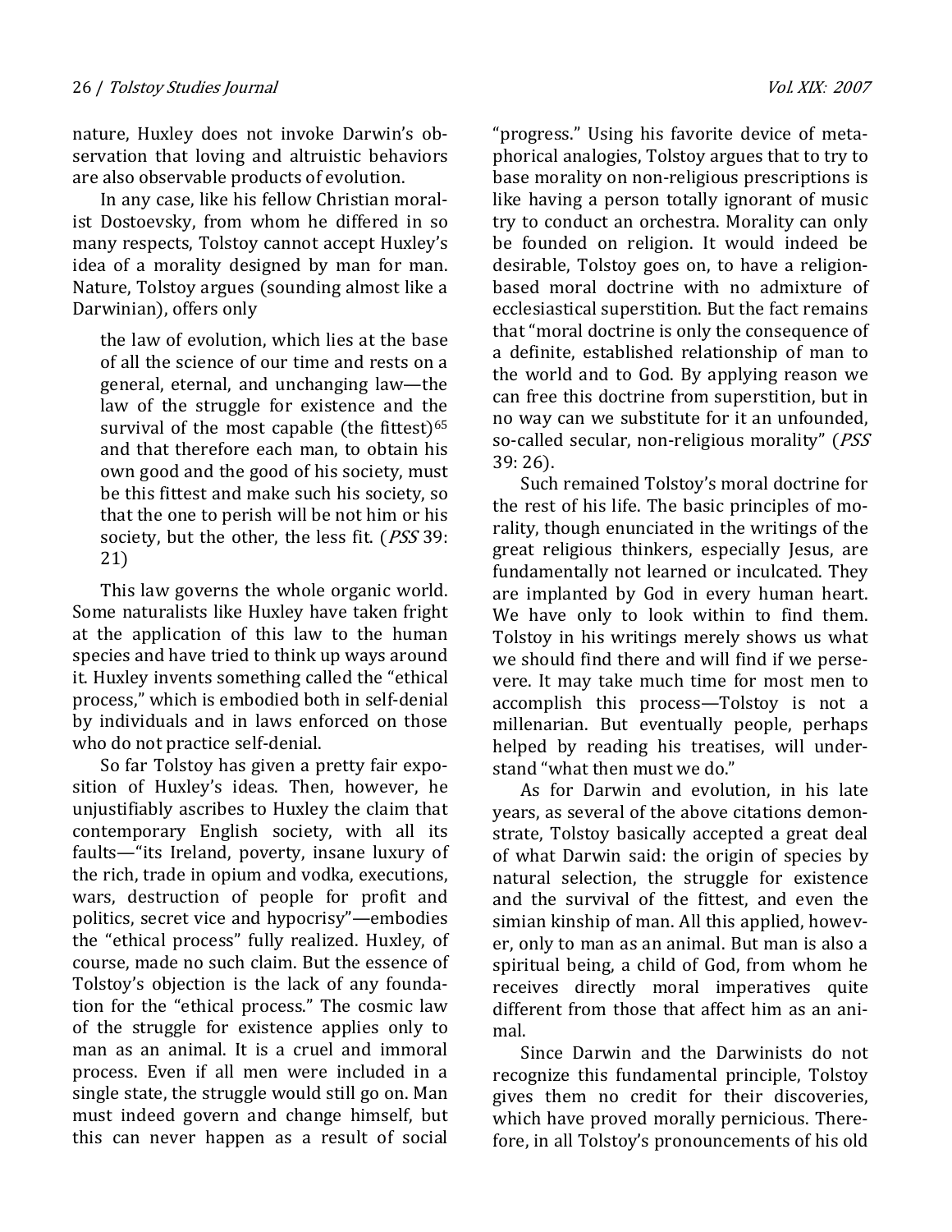nature, Huxley does not invoke Darwin's observation that loving and altruistic behaviors are also observable products of evolution.

In any case, like his fellow Christian moralist Dostoevsky, from whom he differed in so many respects, Tolstoy cannot accept Huxley's idea of a morality designed by man for man. Nature, Tolstoy argues (sounding almost like a Darwinian), offers only

> the law of evolution, which lies at the base of all the science of our time and rests on a general, eternal, and unchanging law—the law of the struggle for existence and the survival of the most capable (the fittest)[65] and that therefore each man, to obtain his own good and the good of his society, must be this fittest and make such his society, so that the one to perish will be not him or his society, but the other, the less fit. (*PSS* 39: 21)

This law governs the whole organic world. Some naturalists like Huxley have taken fright at the application of this law to the human species and have tried to think up ways around it. Huxley invents something called the "ethical process," which is embodied both in self-denial by individuals and in laws enforced on those who do not practice self-denial.

So far Tolstoy has given a pretty fair exposition of Huxley's ideas. Then, however, he unjustifiably ascribes to Huxley the claim that contemporary English society, with all its faults—"its Ireland, poverty, insane luxury of the rich, trade in opium and vodka, executions, wars, destruction of people for profit and politics, secret vice and hypocrisy"—embodies the "ethical process" fully realized. Huxley, of course, made no such claim. But the essence of Tolstoy's objection is the lack of any foundation for the "ethical process." The cosmic law of the struggle for existence applies only to man as an animal. It is a cruel and immoral process. Even if all men were included in a single state, the struggle would still go on. Man must indeed govern and change himself, but this can never happen as a result of social "progress." Using his favorite device of metaphorical analogies, Tolstoy argues that to try to base morality on non-religious prescriptions is like having a person totally ignorant of music try to conduct an orchestra. Morality can only be founded on religion. It would indeed be desirable, Tolstoy goes on, to have a religion-based moral doctrine with no admixture of ecclesiastical superstition. But the fact remains that "moral doctrine is only the consequence of a definite, established relationship of man to the world and to God. By applying reason we can free this doctrine from superstition, but in no way can we substitute for it an unfounded, so-called secular, non-religious morality" (*PSS* 39: 26).

Such remained Tolstoy's moral doctrine for the rest of his life. The basic principles of morality, though enunciated in the writings of the great religious thinkers, especially Jesus, are fundamentally not learned or inculcated. They are implanted by God in every human heart. We have only to look within to find them. Tolstoy in his writings merely shows us what we should find there and will find if we persevere. It may take much time for most men to accomplish this process—Tolstoy is not a millenarian. But eventually people, perhaps helped by reading his treatises, will understand "what then must we do."

As for Darwin and evolution, in his late years, as several of the above citations demonstrate, Tolstoy basically accepted a great deal of what Darwin said: the origin of species by natural selection, the struggle for existence and the survival of the fittest, and even the simian kinship of man. All this applied, however, only to man as an animal. But man is also a spiritual being, a child of God, from whom he receives directly moral imperatives quite different from those that affect him as an animal.

Since Darwin and the Darwinists do not recognize this fundamental principle, Tolstoy gives them no credit for their discoveries, which have proved morally pernicious. Therefore, in all Tolstoy's pronouncements of his old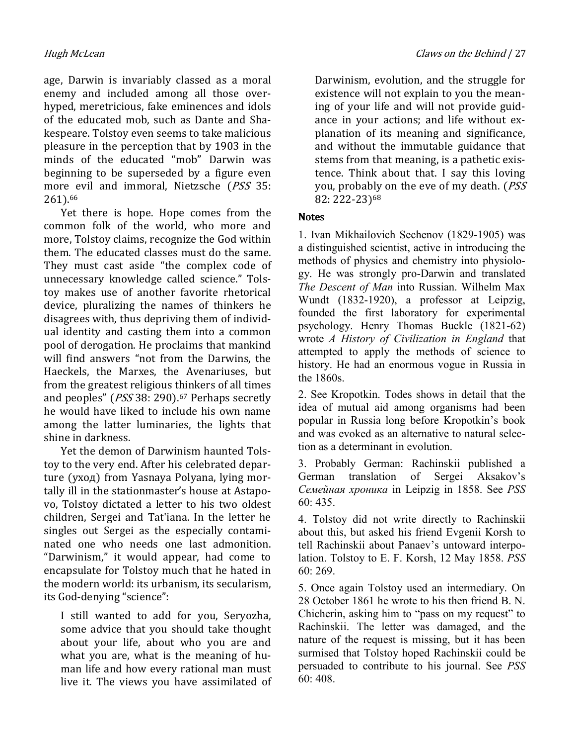age, Darwin is invariably classed as a moral enemy and included among all those over-hyped, meretricious, fake eminences and idols of the educated mob, such as Dante and Shakespeare. Tolstoy even seems to take malicious pleasure in the perception that by 1903 in the minds of the educated "mob" Darwin was beginning to be superseded by a figure even more evil and immoral, Nietzsche (*PSS* 35: 261).[66]

Yet there is hope. Hope comes from the common folk of the world, who more and more, Tolstoy claims, recognize the God within them. The educated classes must do the same. They must cast aside "the complex code of unnecessary knowledge called science." Tolstoy makes use of another favorite rhetorical device, pluralizing the names of thinkers he disagrees with, thus depriving them of individual identity and casting them into a common pool of derogation. He proclaims that mankind will find answers "not from the Darwins, the Haeckels, the Marxes, the Avenariuses, but from the greatest religious thinkers of all times and peoples" (*PSS* 38: 290).[67] Perhaps secretly he would have liked to include his own name among the latter luminaries, the lights that shine in darkness.

Yet the demon of Darwinism haunted Tolstoy to the very end. After his celebrated departure (уход) from Yasnaya Polyana, lying mortally ill in the stationmaster's house at Astapovo, Tolstoy dictated a letter to his two oldest children, Sergei and Tat'iana. In the letter he singles out Sergei as the especially contaminated one who needs one last admonition. "Darwinism," it would appear, had come to encapsulate for Tolstoy much that he hated in the modern world: its urbanism, its secularism, its God-denying "science":

> I still wanted to add for you, Seryozha, some advice that you should take thought about your life, about who you are and what you are, what is the meaning of human life and how every rational man must live it. The views you have assimilated of Darwinism, evolution, and the struggle for existence will not explain to you the meaning of your life and will not provide guidance in your actions; and life without explanation of its meaning and significance, and without the immutable guidance that stems from that meaning, is a pathetic existence. Think about that. I say this loving you, probably on the eve of my death. (*PSS* 82: 222-23)[68]

## Notes

1. Ivan Mikhailovich Sechenov (1829-1905) was a distinguished scientist, active in introducing the methods of physics and chemistry into physiology. He was strongly pro-Darwin and translated *The Descent of Man* into Russian. Wilhelm Max Wundt (1832-1920), a professor at Leipzig, founded the first laboratory for experimental psychology. Henry Thomas Buckle (1821-62) wrote *A History of Civilization in England* that attempted to apply the methods of science to history. He had an enormous vogue in Russia in the 1860s.

2. See Kropotkin. Todes shows in detail that the idea of mutual aid among organisms had been popular in Russia long before Kropotkin's book and was evoked as an alternative to natural selection as a determinant in evolution.

3. Probably German: Rachinskii published a German translation of Sergei Aksakov's *Семейная хроника* in Leipzig in 1858. See *PSS* 60: 435.

4. Tolstoy did not write directly to Rachinskii about this, but asked his friend Evgenii Korsh to tell Rachinskii about Panaev's untoward interpolation. Tolstoy to E. F. Korsh, 12 May 1858. *PSS* 60: 269.

5. Once again Tolstoy used an intermediary. On 28 October 1861 he wrote to his then friend B. N. Chicherin, asking him to "pass on my request" to Rachinskii. The letter was damaged, and the nature of the request is missing, but it has been surmised that Tolstoy hoped Rachinskii could be persuaded to contribute to his journal. See *PSS* 60: 408.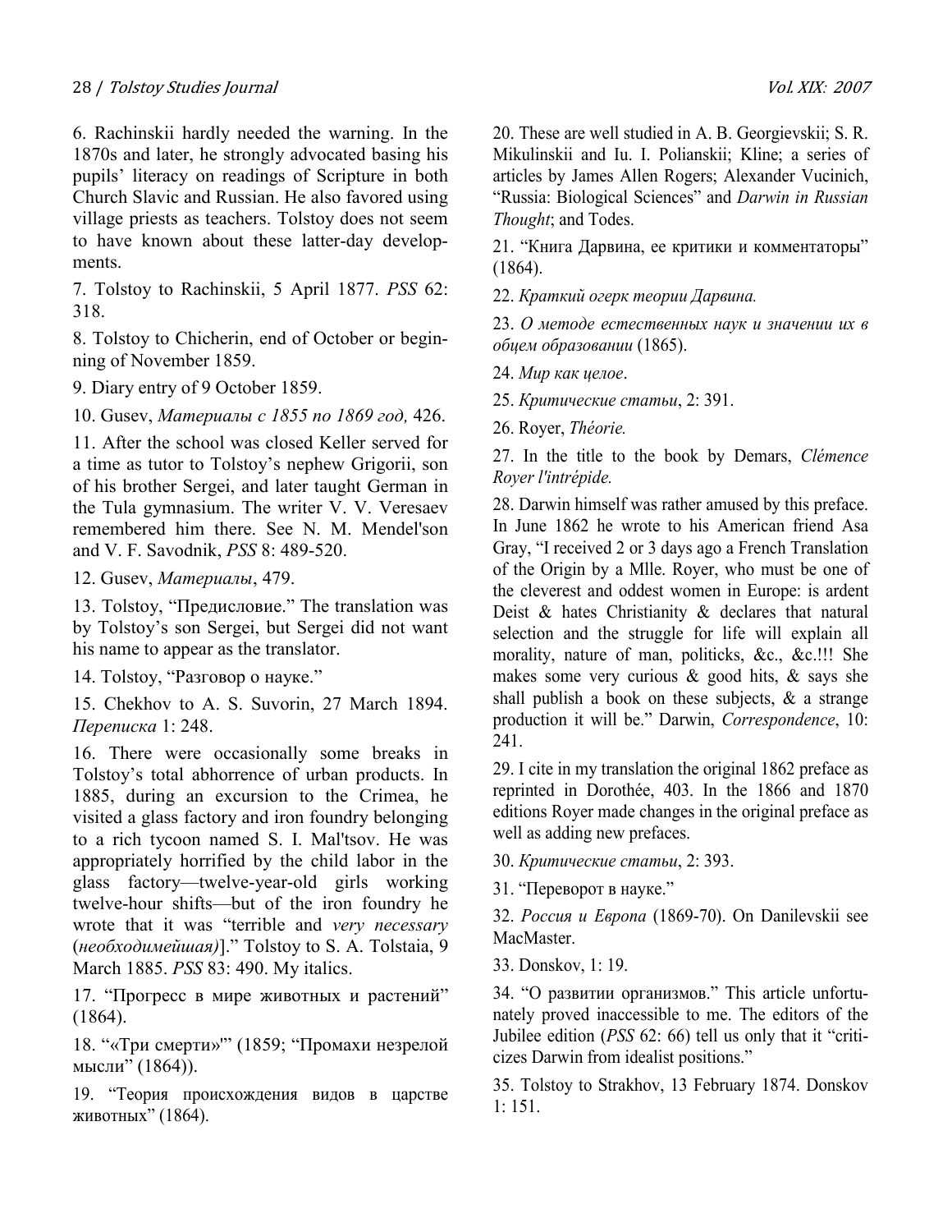6. Rachinskii hardly needed the warning. In the 1870s and later, he strongly advocated basing his pupils' literacy on readings of Scripture in both Church Slavic and Russian. He also favored using village priests as teachers. Tolstoy does not seem to have known about these latter-day developments.

7. Tolstoy to Rachinskii, 5 April 1877. *PSS* 62: 318.

8. Tolstoy to Chicherin, end of October or beginning of November 1859.

9. Diary entry of 9 October 1859.

10. Gusev, *Материалы с 1855 по 1869 год,* 426.

11. After the school was closed Keller served for a time as tutor to Tolstoy's nephew Grigorii, son of his brother Sergei, and later taught German in the Tula gymnasium. The writer V. V. Veresaev remembered him there. See N. M. Mendel'son and V. F. Savodnik, *PSS* 8: 489-520.

12. Gusev, *Материалы*, 479.

13. Tolstoy, "Предисловие." The translation was by Tolstoy's son Sergei, but Sergei did not want his name to appear as the translator.

14. Tolstoy, "Разговор о науке."

15. Chekhov to A. S. Suvorin, 27 March 1894. *Переписка* 1: 248.

16. There were occasionally some breaks in Tolstoy's total abhorrence of urban products. In 1885, during an excursion to the Crimea, he visited a glass factory and iron foundry belonging to a rich tycoon named S. I. Mal'tsov. He was appropriately horrified by the child labor in the glass factory—twelve-year-old girls working twelve-hour shifts—but of the iron foundry he wrote that it was "terrible and *very necessary* (*необходимейшая)*]." Tolstoy to S. A. Tolstaia, 9 March 1885. *PSS* 83: 490. My italics.

17. "Прогресс в мире животных и растений" (1864).

18. "«Три смерти»" (1859; "Промахи незрелой мысли" (1864)).

19. "Теория происхождения видов в царстве животных" (1864).

20. These are well studied in A. B. Georgievskii; S. R. Mikulinskii and Iu. I. Polianskii; Kline; a series of articles by James Allen Rogers; Alexander Vucinich, "Russia: Biological Sciences" and *Darwin in Russian Thought*; and Todes.

21. "Книга Дарвина, ее критики и комментаторы" (1864).

22. *Краткий огерк теории Дарвина.*

23. *О методе естественных наук и значении их в обцем образовании* (1865).

24. *Мир как целое*.

25. *Критические статьи*, 2: 391.

26. Royer, *Théorie.*

27. In the title to the book by Demars, *Clémence Royer l'intrépide.*

28. Darwin himself was rather amused by this preface. In June 1862 he wrote to his American friend Asa Gray, "I received 2 or 3 days ago a French Translation of the Origin by a Mlle. Royer, who must be one of the cleverest and oddest women in Europe: is ardent Deist & hates Christianity & declares that natural selection and the struggle for life will explain all morality, nature of man, politicks, &c., &c.!!! She makes some very curious & good hits, & says she shall publish a book on these subjects, & a strange production it will be." Darwin, *Correspondence*, 10: 241.

29. I cite in my translation the original 1862 preface as reprinted in Dorothée, 403. In the 1866 and 1870 editions Royer made changes in the original preface as well as adding new prefaces.

30. *Критические статьи*, 2: 393.

31. "Переворот в науке."

32. *Россия и Европа* (1869-70). On Danilevskii see MacMaster.

33. Donskov, 1: 19.

34. "О развитии организмов." This article unfortunately proved inaccessible to me. The editors of the Jubilee edition (*PSS* 62: 66) tell us only that it "criticizes Darwin from idealist positions."

35. Tolstoy to Strakhov, 13 February 1874. Donskov 1: 151.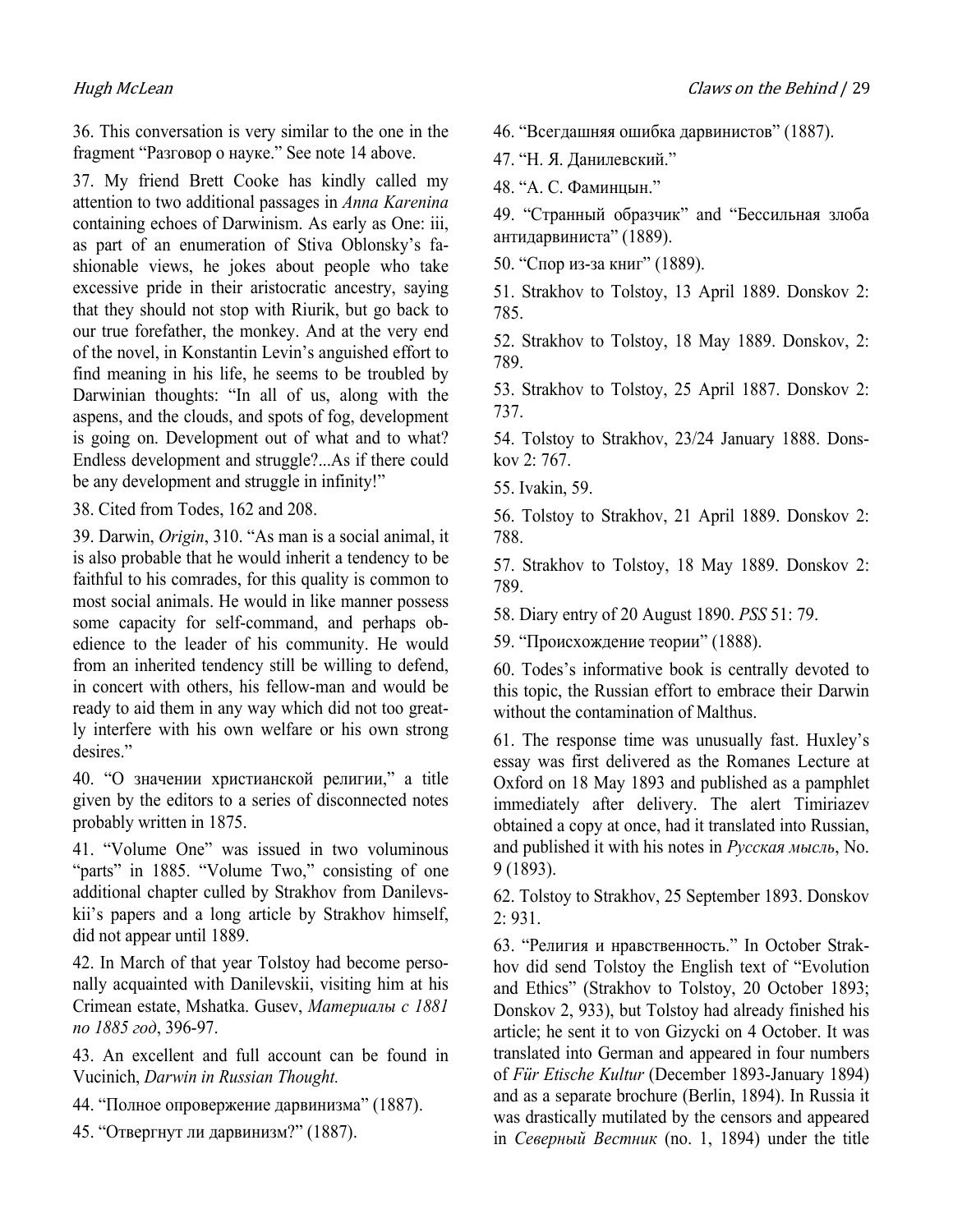36. This conversation is very similar to the one in the fragment "Разговор о науке." See note 14 above.

37. My friend Brett Cooke has kindly called my attention to two additional passages in *Anna Karenina* containing echoes of Darwinism. As early as One: iii, as part of an enumeration of Stiva Oblonsky's fashionable views, he jokes about people who take excessive pride in their aristocratic ancestry, saying that they should not stop with Riurik, but go back to our true forefather, the monkey. And at the very end of the novel, in Konstantin Levin's anguished effort to find meaning in his life, he seems to be troubled by Darwinian thoughts: "In all of us, along with the aspens, and the clouds, and spots of fog, development is going on. Development out of what and to what? Endless development and struggle?...As if there could be any development and struggle in infinity!"

38. Cited from Todes, 162 and 208.

39. Darwin, *Origin*, 310. "As man is a social animal, it is also probable that he would inherit a tendency to be faithful to his comrades, for this quality is common to most social animals. He would in like manner possess some capacity for self-command, and perhaps obedience to the leader of his community. He would from an inherited tendency still be willing to defend, in concert with others, his fellow-man and would be ready to aid them in any way which did not too greatly interfere with his own welfare or his own strong desires."

40. "О значении христианской религии," a title given by the editors to a series of disconnected notes probably written in 1875.

41. "Volume One" was issued in two voluminous "parts" in 1885. "Volume Two," consisting of one additional chapter culled by Strakhov from Danilevskii's papers and a long article by Strakhov himself, did not appear until 1889.

42. In March of that year Tolstoy had become personally acquainted with Danilevskii, visiting him at his Crimean estate, Mshatka. Gusev, *Материалы с 1881 по 1885 год*, 396-97.

43. An excellent and full account can be found in Vucinich, *Darwin in Russian Thought.*

44. "Полное опровержение дарвинизма" (1887).

45. "Отвергнут ли дарвинизм?" (1887).

46. "Всегдашняя ошибка дарвинистов" (1887).

47. "Н. Я. Данилевский."

48. "А. С. Фаминцын."

49. "Странный образчик" and "Бессильная злоба антидарвиниста" (1889).

50. "Спор из-за книг" (1889).

51. Strakhov to Tolstoy, 13 April 1889. Donskov 2: 785.

52. Strakhov to Tolstoy, 18 May 1889. Donskov, 2: 789.

53. Strakhov to Tolstoy, 25 April 1887. Donskov 2: 737.

54. Tolstoy to Strakhov, 23/24 January 1888. Donskov 2: 767.

55. Ivakin, 59.

56. Tolstoy to Strakhov, 21 April 1889. Donskov 2: 788.

57. Strakhov to Tolstoy, 18 May 1889. Donskov 2: 789.

58. Diary entry of 20 August 1890. *PSS* 51: 79.

59. "Происхождение теории" (1888).

60. Todes's informative book is centrally devoted to this topic, the Russian effort to embrace their Darwin without the contamination of Malthus.

61. The response time was unusually fast. Huxley's essay was first delivered as the Romanes Lecture at Oxford on 18 May 1893 and published as a pamphlet immediately after delivery. The alert Timiriazev obtained a copy at once, had it translated into Russian, and published it with his notes in *Русская мысль*, No. 9 (1893).

62. Tolstoy to Strakhov, 25 September 1893. Donskov 2: 931.

63. "Религия и нравственность." In October Strakhov did send Tolstoy the English text of "Evolution and Ethics" (Strakhov to Tolstoy, 20 October 1893; Donskov 2, 933), but Tolstoy had already finished his article; he sent it to von Gizycki on 4 October. It was translated into German and appeared in four numbers of *Für Etische Kultur* (December 1893-January 1894) and as a separate brochure (Berlin, 1894). In Russia it was drastically mutilated by the censors and appeared in *Северный Вестник* (no. 1, 1894) under the title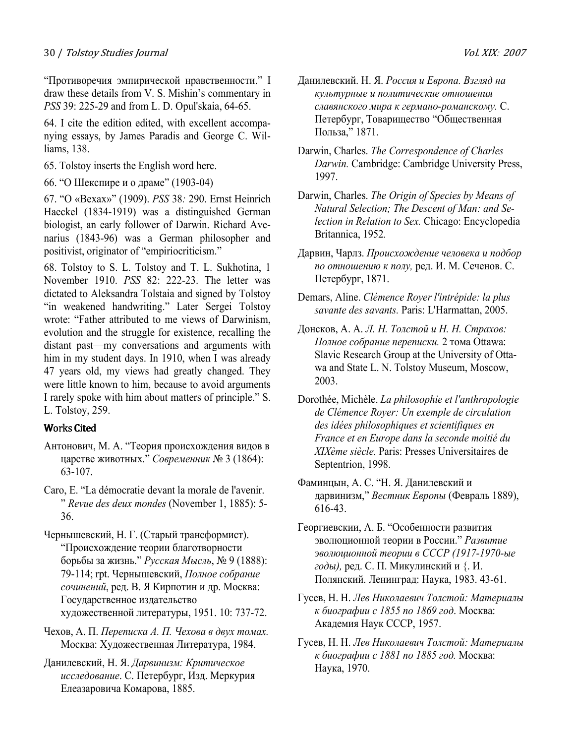"Противоречия эмпирической нравственности." I draw these details from V. S. Mishin's commentary in *PSS* 39: 225-29 and from L. D. Opul'skaia, 64-65.

64. I cite the edition edited, with excellent accompanying essays, by James Paradis and George C. Williams, 138.

65. Tolstoy inserts the English word here.

66. "О Шекспире и о драме" (1903-04)

67. "О «Вехах»" (1909). *PSS* 38*:* 290. Ernst Heinrich Haeckel (1834-1919) was a distinguished German biologist, an early follower of Darwin. Richard Avenarius (1843-96) was a German philosopher and positivist, originator of "empiriocriticism."

68. Tolstoy to S. L. Tolstoy and T. L. Sukhotina, 1 November 1910. *PSS* 82: 222-23. The letter was dictated to Aleksandra Tolstaia and signed by Tolstoy "in weakened handwriting." Later Sergei Tolstoy wrote: "Father attributed to me views of Darwinism, evolution and the struggle for existence, recalling the distant past—my conversations and arguments with him in my student days. In 1910, when I was already 47 years old, my views had greatly changed. They were little known to him, because to avoid arguments I rarely spoke with him about matters of principle." S. L. Tolstoy, 259.

## Works Cited

Антонович, М. А. "Теория происхождения видов в царстве животных." *Современник* № 3 (1864): 63-107.

Caro, E. "La démocratie devant la morale de l'avenir. " *Revue des deux mondes* (November 1, 1885): 5-36.

Чернышевский, Н. Г. (Старый трансформист). "Происхождение теории благотворности борьбы за жизнь." *Русская Мысль*, № 9 (1888): 79-114; rpt. Чернышевский, *Полное собрание сочинений*, ред. В. Я Кирпотин и др. Москва: Государственное издательство художественной литературы, 1951. 10: 737-72.

Чехов, А. П. *Переписка А. П. Чехова в двух томах.* Москва: Художественная Литература, 1984.

Данилевский, Н. Я. *Дарвинизм: Критическое исследование*. С. Петербург, Изд. Меркурия Елеазаровича Комарова, 1885.

Данилевский. Н. Я. *Россия и Европа. Взгляд на культурные и политические отношения славянского мира к германо-романскому.* С. Петербург, Товарищество "Общественная Польза," 1871.

Darwin, Charles. *The Correspondence of Charles Darwin.* Cambridge: Cambridge University Press, 1997.

Darwin, Charles. *The Origin of Species by Means of Natural Selection; The Descent of Man: and Selection in Relation to Sex.* Chicago: Encyclopedia Britannica, 1952*.*

Дарвин, Чарлз. *Происхождение человека и подбор по отношению к полу,* ред. И. М. Сеченов. С. Петербург, 1871.

Demars, Aline. *Clémence Royer l'intrépide: la plus savante des savants.* Paris: L'Harmattan, 2005.

Донсков, А. А. *Л. Н. Толстой и Н. Н. Страхов: Полное собрание переписки.* 2 тома Ottawa: Slavic Research Group at the University of Ottawa and State L. N. Tolstoy Museum, Moscow, 2003.

Dorothée, Michèle. *La philosophie et l'anthropologie de Clémence Royer: Un exemple de circulation des idées philosophiques et scientifiques en France et en Europe dans la seconde moitié du XIXème siècle.* Paris: Presses Universitaires de Septentrion, 1998.

Фаминцын, А. С. "Н. Я. Данилевский и дарвинизм," *Вестник Европы* (Февраль 1889), 616-43.

Георгиевскии, А. Б. "Особенности развития эволюционной теории в России." *Развитие эволюционной теории в СССР (1917-1970-ые годы),* ред. С. П. Микулинский и {. И. Полянский. Ленинград: Наука, 1983. 43-61.

Гусев, Н. Н. *Лев Николаевич Толстой: Материалы к биографии с 1855 по 1869 год*. Москва: Академия Наук СССР, 1957.

Гусев, Н. Н. *Лев Николаевич Толстой: Материалы к биографии с 1881 по 1885 год.* Москва: Наука, 1970.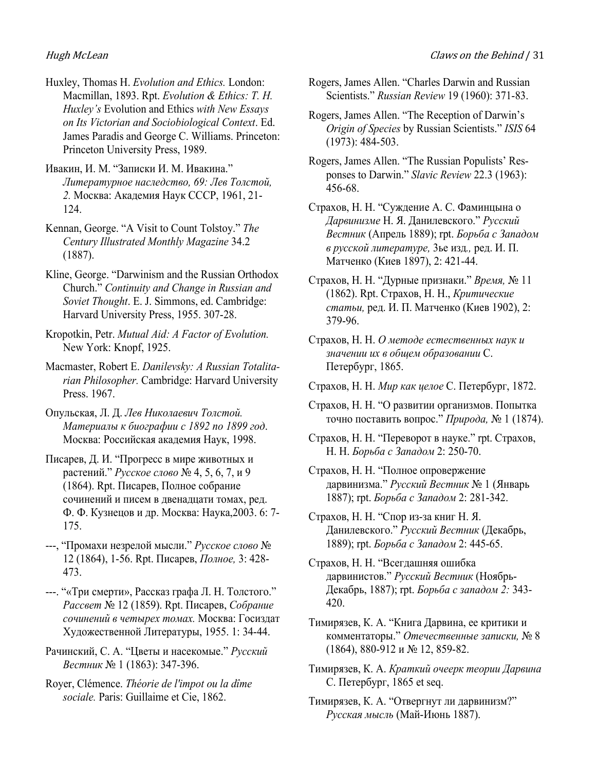Huxley, Thomas H. *Evolution and Ethics.* London: Macmillan, 1893. Rpt. *Evolution & Ethics: T. H. Huxley's* Evolution and Ethics *with New Essays on Its Victorian and Sociobiological Context*. Ed. James Paradis and George C. Williams. Princeton: Princeton University Press, 1989.

Ивакин, И. М. "Записки И. М. Ивакина." *Литературное наследство, 69: Лев Толстой, 2.* Москва: Академия Наук СССР, 1961, 21-124.

Kennan, George. "A Visit to Count Tolstoy." *The Century Illustrated Monthly Magazine* 34.2 (1887).

Kline, George. "Darwinism and the Russian Orthodox Church." *Continuity and Change in Russian and Soviet Thought*. E. J. Simmons, ed. Cambridge: Harvard University Press, 1955. 307-28.

Kropotkin, Petr. *Mutual Aid: A Factor of Evolution.* New York: Knopf, 1925.

Macmaster, Robert E. *Danilevsky: A Russian Totalitarian Philosopher.* Cambridge: Harvard University Press. 1967.

Опульская, Л. Д. *Лев Николаевич Толстой. Материалы к биографии с 1892 по 1899 год*. Москва: Российская академия Наук, 1998.

Писарев, Д. И. "Прогресс в мире животных и растений." *Русское слово* № 4, 5, 6, 7, и 9 (1864). Rpt. Писарев, Полное собрание сочинений и писем в двенадцати томах, ред. Ф. Ф. Кузнецов и др. Москва: Наука,2003. 6: 7-175.

---, "Промахи незрелой мысли." *Русское слово* № 12 (1864), 1-56. Rpt. Писарев, *Полное,* 3: 428-473.

---. "«Три смерти», Рассказ графа Л. Н. Толстого." *Рассвет* № 12 (1859). Rpt. Писарев, *Собрание сочинений в четырех томах.* Москва: Госиздат Художественной Литературы, 1955. 1: 34-44.

Рачинский, С. А. "Цветы и насекомые." *Русский Вестник* № 1 (1863): 347-396.

Royer, Clémence. *Théorie de l'impot ou la dîme sociale.* Paris: Guillaime et Cie, 1862.

Rogers, James Allen. "Charles Darwin and Russian Scientists." *Russian Review* 19 (1960): 371-83.

Rogers, James Allen. "The Reception of Darwin's *Origin of Species* by Russian Scientists." *ISIS* 64 (1973): 484-503.

Rogers, James Allen. "The Russian Populists' Responses to Darwin." *Slavic Review* 22.3 (1963): 456-68.

Страхов, Н. Н. "Суждение А. С. Фаминцына о *Дарвинизме* Н. Я. Данилевского." *Русский Вестник* (Апрель 1889); rpt. *Борьба с Западом в русской литературе,* 3ье изд*.,* ред. И. П. Матченко (Киев 1897), 2: 421-44.

Страхов, Н. Н. "Дурные признаки." *Время,* № 11 (1862). Rpt. Страхов, Н. Н., *Критические статьи,* ред. И. П. Матченко (Киев 1902), 2: 379-96.

Страхов, Н. Н. *О методе естественных наук и значении их в общем образовании* С. Петербург, 1865.

Страхов, Н. Н. *Мир как целое* С. Петербург, 1872.

Страхов, Н. Н. "О развитии организмов. Попытка точно поставить вопрос." *Природа,* № 1 (1874).

Страхов, Н. Н. "Переворот в науке." rpt. Страхов, Н. Н. *Борьба с Западом* 2: 250-70.

Страхов, Н. Н. "Полное опровержение дарвинизма." *Русский Вестник* № 1 (Январь 1887); rpt. *Борьба с Западом* 2: 281-342.

Страхов, Н. Н. "Спор из-за книг Н. Я. Данилевского." *Русский Вестник* (Декабрь, 1889); rpt. *Борьба с Западом* 2: 445-65.

Страхов, Н. Н. "Всегдашняя ошибка дарвинистов." *Русский Вестник* (Ноябрь-Декабрь, 1887); rpt. *Борьба с западом 2:* 343-420.

Тимирязев, К. А. "Книга Дарвина, ее критики и комментаторы." *Отечественные записки,* № 8 (1864), 880-912 и № 12, 859-82.

Тимирязев, К. А. *Краткий очеерк теории Дарвина* С. Петербург, 1865 et seq.

Тимирязев, К. А. "Отвергнут ли дарвинизм?" *Русская мысль* (Май-Июнь 1887).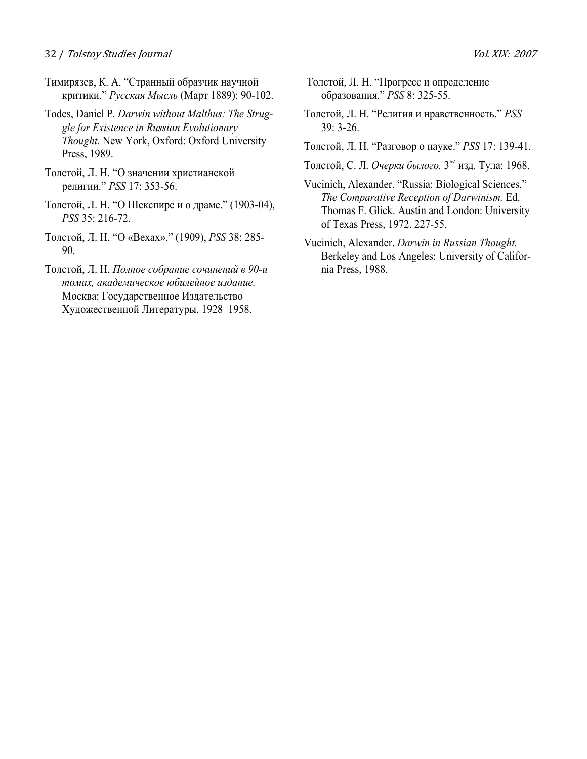Тимирязев, К. А. "Странный образчик научной критики." *Русская Мысль* (Март 1889): 90-102.

Todes, Daniel P. *Darwin without Malthus: The Struggle for Existence in Russian Evolutionary Thought.* New York, Oxford: Oxford University Press, 1989.

Толстой, Л. Н. "О значении христианской религии." *PSS* 17: 353-56.

Толстой, Л. Н. "О Шекспире и о драме." (1903-04), *PSS* 35: 216-72.

Толстой, Л. Н. "О «Вехах»." (1909), *PSS* 38: 285-90.

Толстой, Л. Н. *Полное собрание сочинений в 90-и томах, академическое юбилейное издание.* Москва: Государственное Издательство Художественной Литературы, 1928–1958.

Толстой, Л. Н. "Прогресс и определение образования." *PSS* 8: 325-55.

Толстой, Л. Н. "Религия и нравственность." *PSS* 39: 3-26.

Толстой, Л. Н. "Разговор о науке." *PSS* 17: 139-41.

Толстой, С. Л. *Очерки былого.* 3ье изд. Тула: 1968.

Vucinich, Alexander. "Russia: Biological Sciences." *The Comparative Reception of Darwinism.* Ed. Thomas F. Glick. Austin and London: University of Texas Press, 1972. 227-55.

Vucinich, Alexander. *Darwin in Russian Thought.* Berkeley and Los Angeles: University of California Press, 1988.